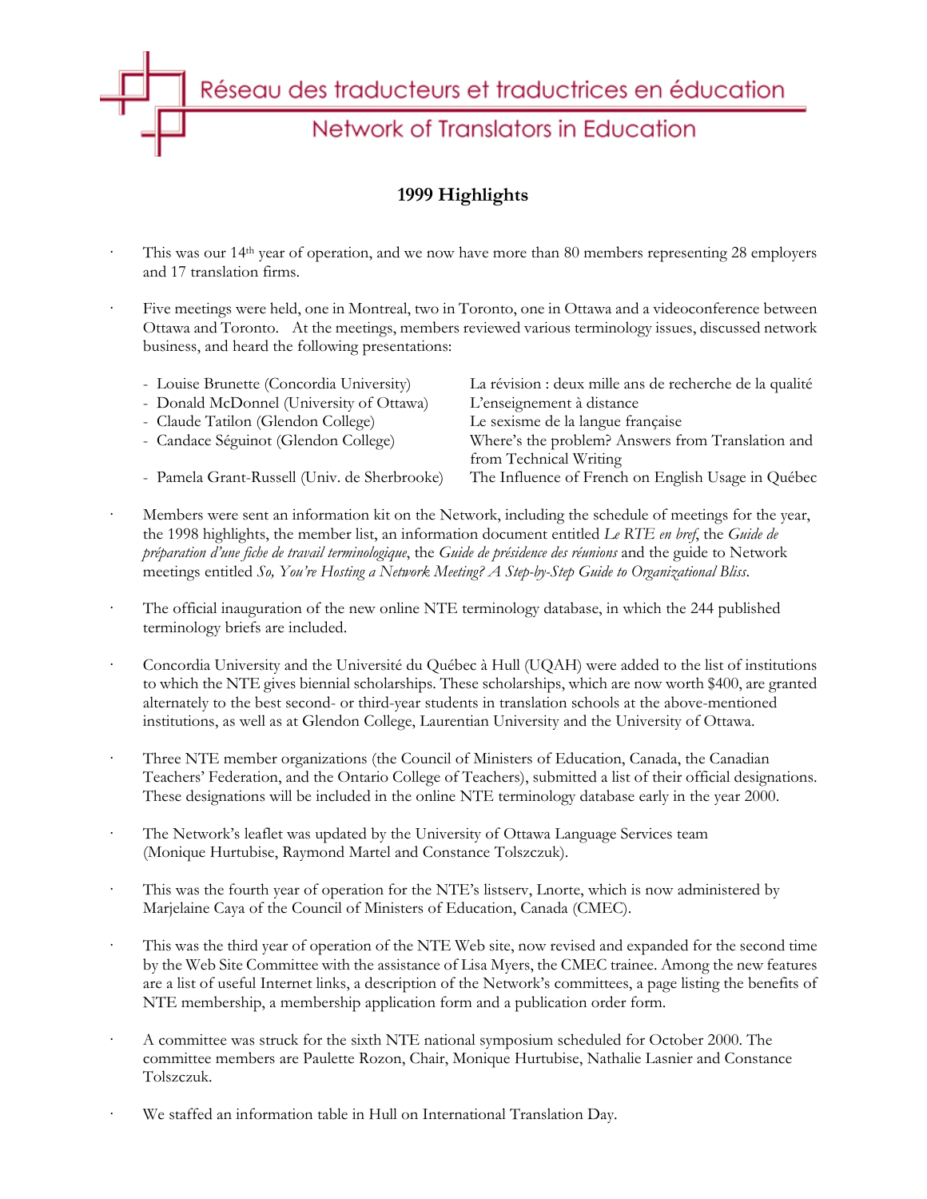Réseau des traducteurs et traductrices en éducation

Network of Translators in Education

## 1999 Highlights

- This was our 14th year of operation, and we now have more than 80 members representing 28 employers and 17 translation firms.

- Five meetings were held, one in Montreal, two in Toronto, one in Ottawa and a videoconference between Ottawa and Toronto. At the meetings, members reviewed various terminology issues, discussed network business, and heard the following presentations:

  - Louise Brunette (Concordia University) — La révision : deux mille ans de recherche de la qualité
  - Donald McDonnel (University of Ottawa) — L'enseignement à distance
  - Claude Tatilon (Glendon College) — Le sexisme de la langue française
  - Candace Séguinot (Glendon College) — Where's the problem? Answers from Translation and from Technical Writing
  - Pamela Grant-Russell (Univ. de Sherbrooke) — The Influence of French on English Usage in Québec

- Members were sent an information kit on the Network, including the schedule of meetings for the year, the 1998 highlights, the member list, an information document entitled *Le RTE en bref*, the *Guide de préparation d'une fiche de travail terminologique*, the *Guide de présidence des réunions* and the guide to Network meetings entitled *So, You're Hosting a Network Meeting? A Step-by-Step Guide to Organizational Bliss*.

- The official inauguration of the new online NTE terminology database, in which the 244 published terminology briefs are included.

- Concordia University and the Université du Québec à Hull (UQAH) were added to the list of institutions to which the NTE gives biennial scholarships. These scholarships, which are now worth $400, are granted alternately to the best second- or third-year students in translation schools at the above-mentioned institutions, as well as at Glendon College, Laurentian University and the University of Ottawa.

- Three NTE member organizations (the Council of Ministers of Education, Canada, the Canadian Teachers' Federation, and the Ontario College of Teachers), submitted a list of their official designations. These designations will be included in the online NTE terminology database early in the year 2000.

- The Network's leaflet was updated by the University of Ottawa Language Services team (Monique Hurtubise, Raymond Martel and Constance Tolszczuk).

- This was the fourth year of operation for the NTE's listserv, Lnorte, which is now administered by Marjelaine Caya of the Council of Ministers of Education, Canada (CMEC).

- This was the third year of operation of the NTE Web site, now revised and expanded for the second time by the Web Site Committee with the assistance of Lisa Myers, the CMEC trainee. Among the new features are a list of useful Internet links, a description of the Network's committees, a page listing the benefits of NTE membership, a membership application form and a publication order form.

- A committee was struck for the sixth NTE national symposium scheduled for October 2000. The committee members are Paulette Rozon, Chair, Monique Hurtubise, Nathalie Lasnier and Constance Tolszczuk.

- We staffed an information table in Hull on International Translation Day.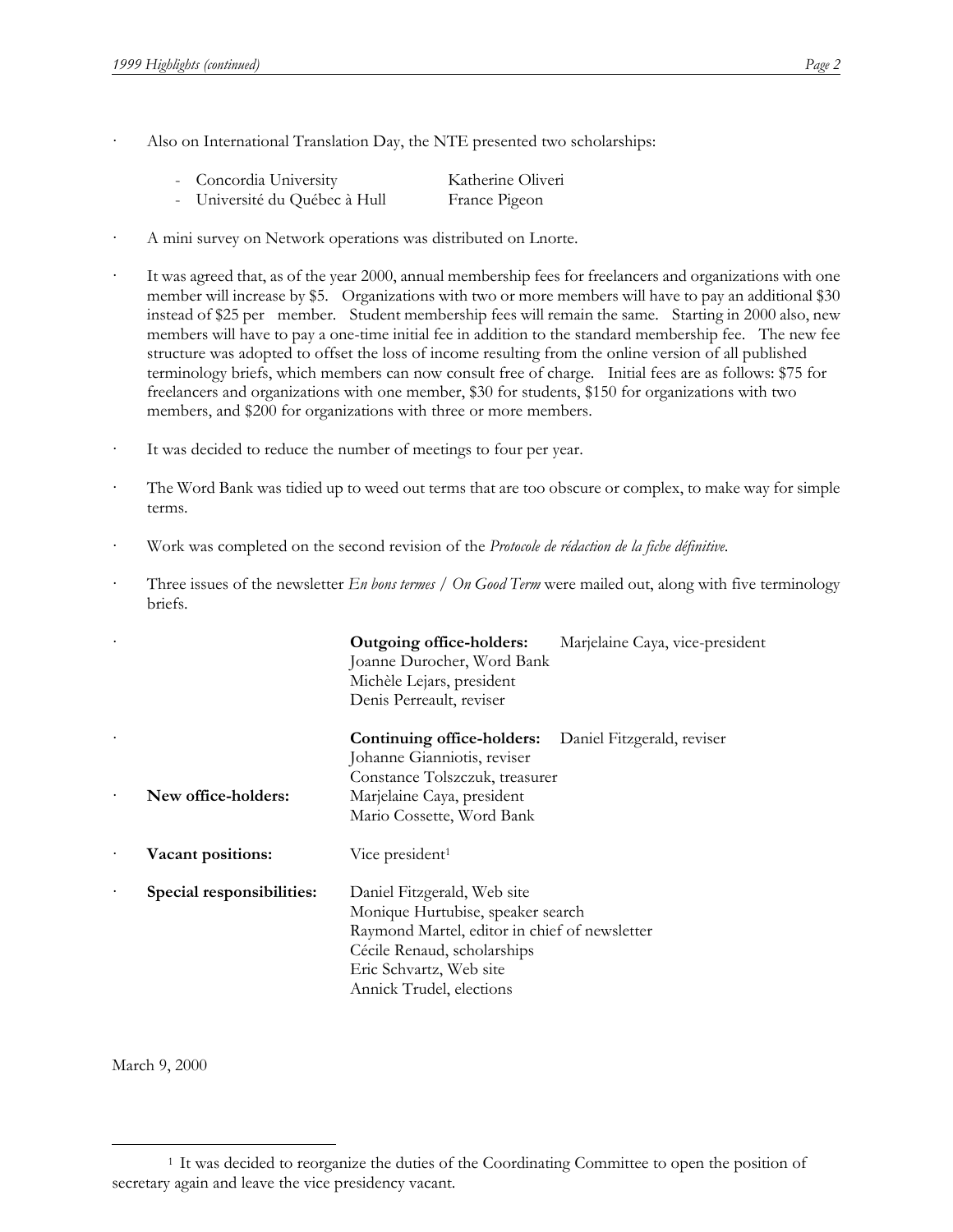- Also on International Translation Day, the NTE presented two scholarships:

    - Concordia University — Katherine Oliveri
    - Université du Québec à Hull — France Pigeon

- A mini survey on Network operations was distributed on Lnorte.

- It was agreed that, as of the year 2000, annual membership fees for freelancers and organizations with one member will increase by $5. Organizations with two or more members will have to pay an additional $30 instead of $25 per member. Student membership fees will remain the same. Starting in 2000 also, new members will have to pay a one-time initial fee in addition to the standard membership fee. The new fee structure was adopted to offset the loss of income resulting from the online version of all published terminology briefs, which members can now consult free of charge. Initial fees are as follows: $75 for freelancers and organizations with one member, $30 for students, $150 for organizations with two members, and $200 for organizations with three or more members.

- It was decided to reduce the number of meetings to four per year.

- The Word Bank was tidied up to weed out terms that are too obscure or complex, to make way for simple terms.

- Work was completed on the second revision of the *Protocole de rédaction de la fiche définitive*.

- Three issues of the newsletter *En bons termes / On Good Term* were mailed out, along with five terminology briefs.

- **Outgoing office-holders:** Marjelaine Caya, vice-president
  Joanne Durocher, Word Bank
  Michèle Lejars, president
  Denis Perreault, reviser

- **Continuing office-holders:** Daniel Fitzgerald, reviser
  Johanne Gianniotis, reviser
  Constance Tolszczuk, treasurer

- **New office-holders:** Marjelaine Caya, president
  Mario Cossette, Word Bank

- **Vacant positions:** Vice president[1]

- **Special responsibilities:** Daniel Fitzgerald, Web site
  Monique Hurtubise, speaker search
  Raymond Martel, editor in chief of newsletter
  Cécile Renaud, scholarships
  Eric Schvartz, Web site
  Annick Trudel, elections

March 9, 2000

---

[1] It was decided to reorganize the duties of the Coordinating Committee to open the position of secretary again and leave the vice presidency vacant.